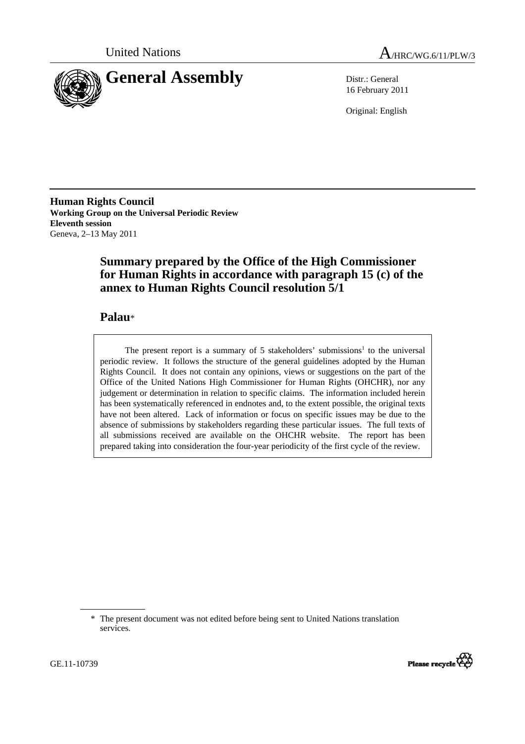United Nations A/HRC/WG.6/11/PLW/3

# General Assembly

Distr.: General
16 February 2011

Original: English

**Human Rights Council**
**Working Group on the Universal Periodic Review**
**Eleventh session**
Geneva, 2–13 May 2011

## Summary prepared by the Office of the High Commissioner for Human Rights in accordance with paragraph 15 (c) of the annex to Human Rights Council resolution 5/1

## Palau*

The present report is a summary of 5 stakeholders' submissions[1] to the universal periodic review. It follows the structure of the general guidelines adopted by the Human Rights Council. It does not contain any opinions, views or suggestions on the part of the Office of the United Nations High Commissioner for Human Rights (OHCHR), nor any judgement or determination in relation to specific claims. The information included herein has been systematically referenced in endnotes and, to the extent possible, the original texts have not been altered. Lack of information or focus on specific issues may be due to the absence of submissions by stakeholders regarding these particular issues. The full texts of all submissions received are available on the OHCHR website. The report has been prepared taking into consideration the four-year periodicity of the first cycle of the review.

\* The present document was not edited before being sent to United Nations translation services.

GE.11-10739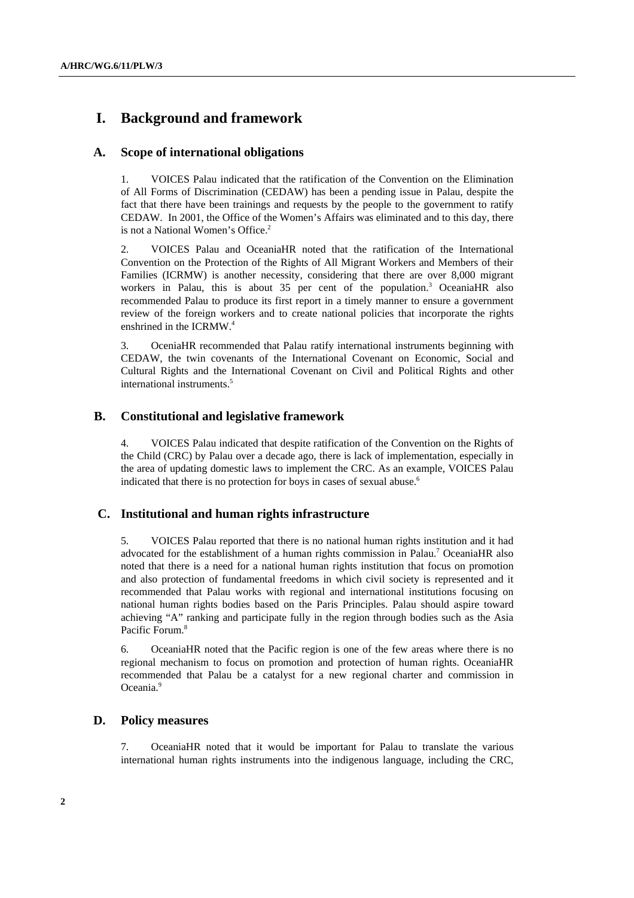# I. Background and framework

## A. Scope of international obligations

1. VOICES Palau indicated that the ratification of the Convention on the Elimination of All Forms of Discrimination (CEDAW) has been a pending issue in Palau, despite the fact that there have been trainings and requests by the people to the government to ratify CEDAW. In 2001, the Office of the Women's Affairs was eliminated and to this day, there is not a National Women's Office.[2]

2. VOICES Palau and OceaniaHR noted that the ratification of the International Convention on the Protection of the Rights of All Migrant Workers and Members of their Families (ICRMW) is another necessity, considering that there are over 8,000 migrant workers in Palau, this is about 35 per cent of the population.[3] OceaniaHR also recommended Palau to produce its first report in a timely manner to ensure a government review of the foreign workers and to create national policies that incorporate the rights enshrined in the ICRMW.[4]

3. OceniaHR recommended that Palau ratify international instruments beginning with CEDAW, the twin covenants of the International Covenant on Economic, Social and Cultural Rights and the International Covenant on Civil and Political Rights and other international instruments.[5]

## B. Constitutional and legislative framework

4. VOICES Palau indicated that despite ratification of the Convention on the Rights of the Child (CRC) by Palau over a decade ago, there is lack of implementation, especially in the area of updating domestic laws to implement the CRC. As an example, VOICES Palau indicated that there is no protection for boys in cases of sexual abuse.[6]

## C. Institutional and human rights infrastructure

5. VOICES Palau reported that there is no national human rights institution and it had advocated for the establishment of a human rights commission in Palau.[7] OceaniaHR also noted that there is a need for a national human rights institution that focus on promotion and also protection of fundamental freedoms in which civil society is represented and it recommended that Palau works with regional and international institutions focusing on national human rights bodies based on the Paris Principles. Palau should aspire toward achieving "A" ranking and participate fully in the region through bodies such as the Asia Pacific Forum.[8]

6. OceaniaHR noted that the Pacific region is one of the few areas where there is no regional mechanism to focus on promotion and protection of human rights. OceaniaHR recommended that Palau be a catalyst for a new regional charter and commission in Oceania.[9]

## D. Policy measures

7. OceaniaHR noted that it would be important for Palau to translate the various international human rights instruments into the indigenous language, including the CRC,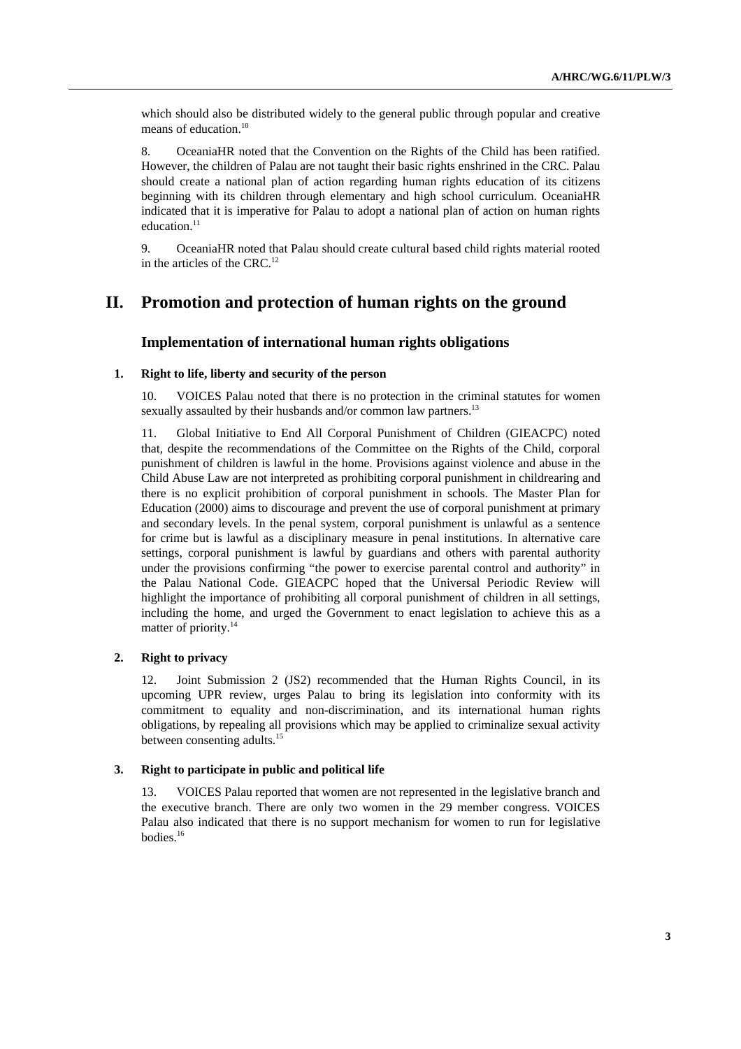which should also be distributed widely to the general public through popular and creative means of education.[10]

8. OceaniaHR noted that the Convention on the Rights of the Child has been ratified. However, the children of Palau are not taught their basic rights enshrined in the CRC. Palau should create a national plan of action regarding human rights education of its citizens beginning with its children through elementary and high school curriculum. OceaniaHR indicated that it is imperative for Palau to adopt a national plan of action on human rights education.[11]

9. OceaniaHR noted that Palau should create cultural based child rights material rooted in the articles of the CRC.[12]

## II. Promotion and protection of human rights on the ground

### Implementation of international human rights obligations

#### 1. Right to life, liberty and security of the person

10. VOICES Palau noted that there is no protection in the criminal statutes for women sexually assaulted by their husbands and/or common law partners.[13]

11. Global Initiative to End All Corporal Punishment of Children (GIEACPC) noted that, despite the recommendations of the Committee on the Rights of the Child, corporal punishment of children is lawful in the home. Provisions against violence and abuse in the Child Abuse Law are not interpreted as prohibiting corporal punishment in childrearing and there is no explicit prohibition of corporal punishment in schools. The Master Plan for Education (2000) aims to discourage and prevent the use of corporal punishment at primary and secondary levels. In the penal system, corporal punishment is unlawful as a sentence for crime but is lawful as a disciplinary measure in penal institutions. In alternative care settings, corporal punishment is lawful by guardians and others with parental authority under the provisions confirming "the power to exercise parental control and authority" in the Palau National Code. GIEACPC hoped that the Universal Periodic Review will highlight the importance of prohibiting all corporal punishment of children in all settings, including the home, and urged the Government to enact legislation to achieve this as a matter of priority.[14]

#### 2. Right to privacy

12. Joint Submission 2 (JS2) recommended that the Human Rights Council, in its upcoming UPR review, urges Palau to bring its legislation into conformity with its commitment to equality and non-discrimination, and its international human rights obligations, by repealing all provisions which may be applied to criminalize sexual activity between consenting adults.[15]

#### 3. Right to participate in public and political life

13. VOICES Palau reported that women are not represented in the legislative branch and the executive branch. There are only two women in the 29 member congress. VOICES Palau also indicated that there is no support mechanism for women to run for legislative bodies.[16]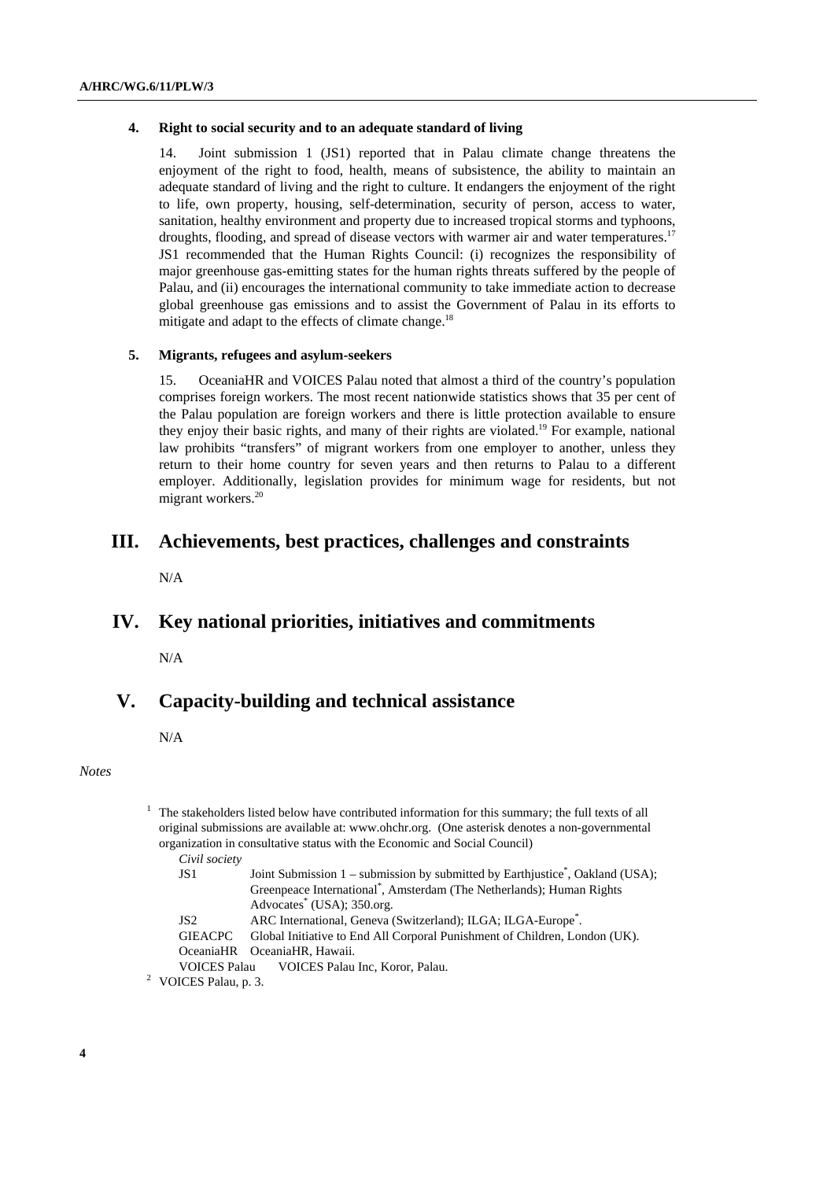### 4. Right to social security and to an adequate standard of living

14. Joint submission 1 (JS1) reported that in Palau climate change threatens the enjoyment of the right to food, health, means of subsistence, the ability to maintain an adequate standard of living and the right to culture. It endangers the enjoyment of the right to life, own property, housing, self-determination, security of person, access to water, sanitation, healthy environment and property due to increased tropical storms and typhoons, droughts, flooding, and spread of disease vectors with warmer air and water temperatures.[17] JS1 recommended that the Human Rights Council: (i) recognizes the responsibility of major greenhouse gas-emitting states for the human rights threats suffered by the people of Palau, and (ii) encourages the international community to take immediate action to decrease global greenhouse gas emissions and to assist the Government of Palau in its efforts to mitigate and adapt to the effects of climate change.[18]

### 5. Migrants, refugees and asylum-seekers

15. OceaniaHR and VOICES Palau noted that almost a third of the country's population comprises foreign workers. The most recent nationwide statistics shows that 35 per cent of the Palau population are foreign workers and there is little protection available to ensure they enjoy their basic rights, and many of their rights are violated.[19] For example, national law prohibits "transfers" of migrant workers from one employer to another, unless they return to their home country for seven years and then returns to Palau to a different employer. Additionally, legislation provides for minimum wage for residents, but not migrant workers.[20]

## III. Achievements, best practices, challenges and constraints

N/A

## IV. Key national priorities, initiatives and commitments

N/A

## V. Capacity-building and technical assistance

N/A

*Notes*

[1] The stakeholders listed below have contributed information for this summary; the full texts of all original submissions are available at: www.ohchr.org. (One asterisk denotes a non-governmental organization in consultative status with the Economic and Social Council)

*Civil society*

JS1 Joint Submission 1 – submission by submitted by Earthjustice*, Oakland (USA); Greenpeace International*, Amsterdam (The Netherlands); Human Rights Advocates* (USA); 350.org.

JS2 ARC International, Geneva (Switzerland); ILGA; ILGA-Europe*.

GIEACPC Global Initiative to End All Corporal Punishment of Children, London (UK).

OceaniaHR OceaniaHR, Hawaii.

VOICES Palau VOICES Palau Inc, Koror, Palau.

[2] VOICES Palau, p. 3.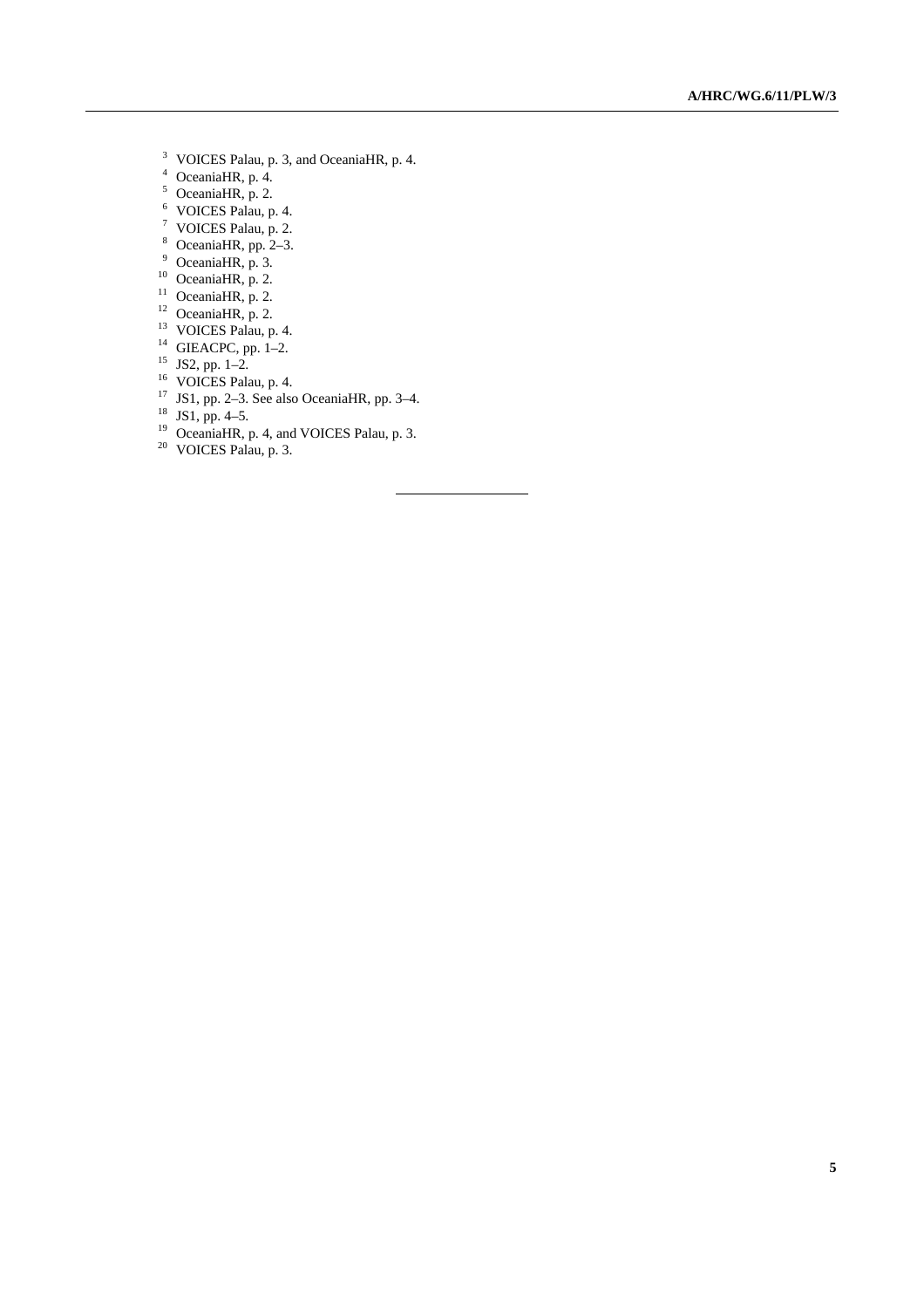[3] VOICES Palau, p. 3, and OceaniaHR, p. 4.
[4] OceaniaHR, p. 4.
[5] OceaniaHR, p. 2.
[6] VOICES Palau, p. 4.
[7] VOICES Palau, p. 2.
[8] OceaniaHR, pp. 2–3.
[9] OceaniaHR, p. 3.
[10] OceaniaHR, p. 2.
[11] OceaniaHR, p. 2.
[12] OceaniaHR, p. 2.
[13] VOICES Palau, p. 4.
[14] GIEACPC, pp. 1–2.
[15] JS2, pp. 1–2.
[16] VOICES Palau, p. 4.
[17] JS1, pp. 2–3. See also OceaniaHR, pp. 3–4.
[18] JS1, pp. 4–5.
[19] OceaniaHR, p. 4, and VOICES Palau, p. 3.
[20] VOICES Palau, p. 3.